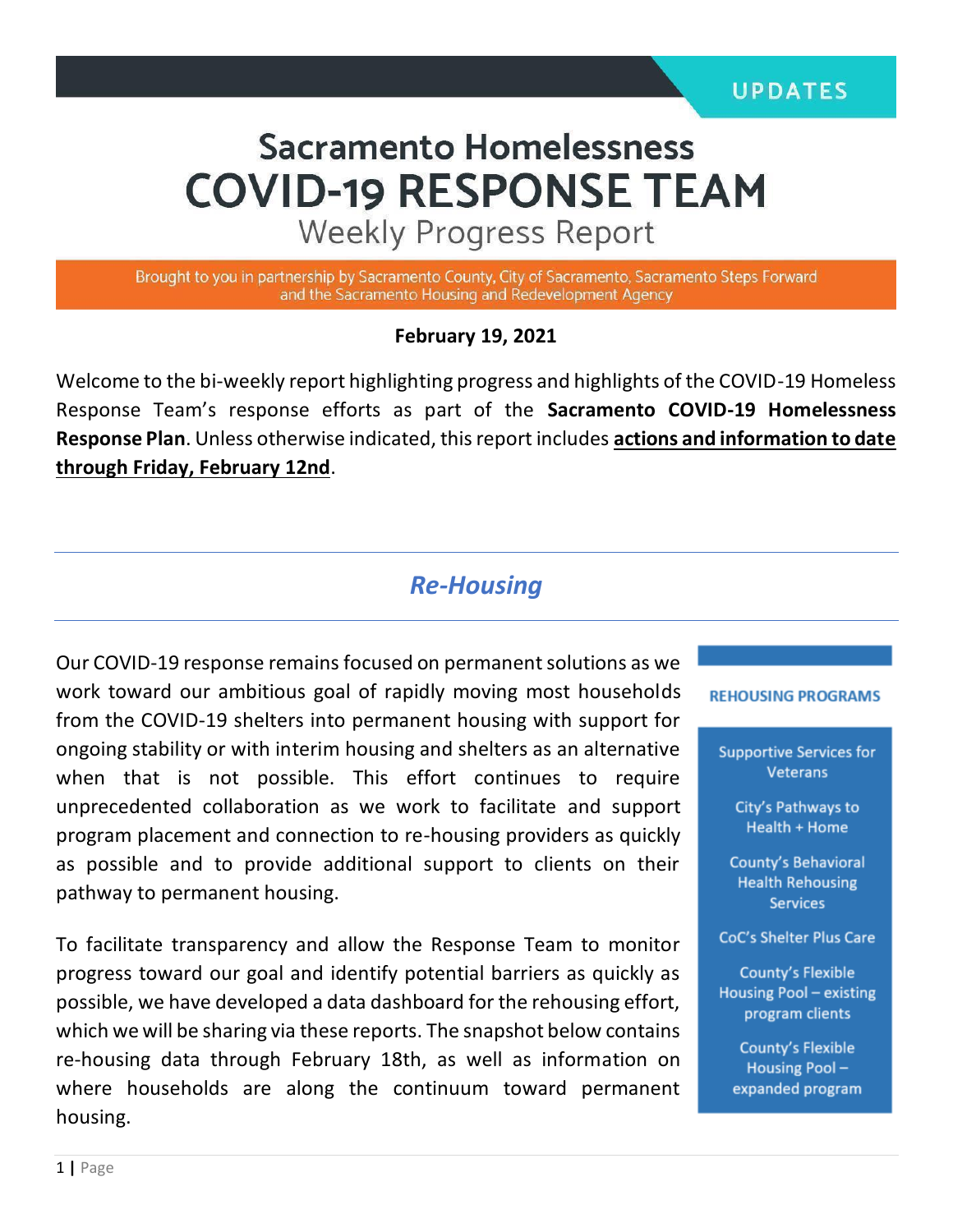UPDATES

# Sacramento Homelessness COVID-19 RESPONSE TEAM

## Weekly Progress Report

Brought to you in partnership by Sacramento County, City of Sacramento, Sacramento Steps Forward and the Sacramento Housing and Redevelopment Agency

**February 19, 2021**

Welcome to the bi-weekly report highlighting progress and highlights of the COVID-19 Homeless Response Team's response efforts as part of the **Sacramento COVID-19 Homelessness Response Plan**. Unless otherwise indicated, this report includes **actions and information to date through Friday, February 12nd**.

## *Re-Housing*

Our COVID-19 response remains focused on permanent solutions as we work toward our ambitious goal of rapidly moving most households from the COVID-19 shelters into permanent housing with support for ongoing stability or with interim housing and shelters as an alternative when that is not possible. This effort continues to require unprecedented collaboration as we work to facilitate and support program placement and connection to re-housing providers as quickly as possible and to provide additional support to clients on their pathway to permanent housing.

To facilitate transparency and allow the Response Team to monitor progress toward our goal and identify potential barriers as quickly as possible, we have developed a data dashboard for the rehousing effort, which we will be sharing via these reports. The snapshot below contains re-housing data through February 18th, as well as information on where households are along the continuum toward permanent housing.

**REHOUSING PROGRAMS**

- Supportive Services for Veterans
- City's Pathways to Health + Home
- County's Behavioral Health Rehousing Services
- CoC's Shelter Plus Care
- County's Flexible Housing Pool – existing program clients
- County's Flexible Housing Pool – expanded program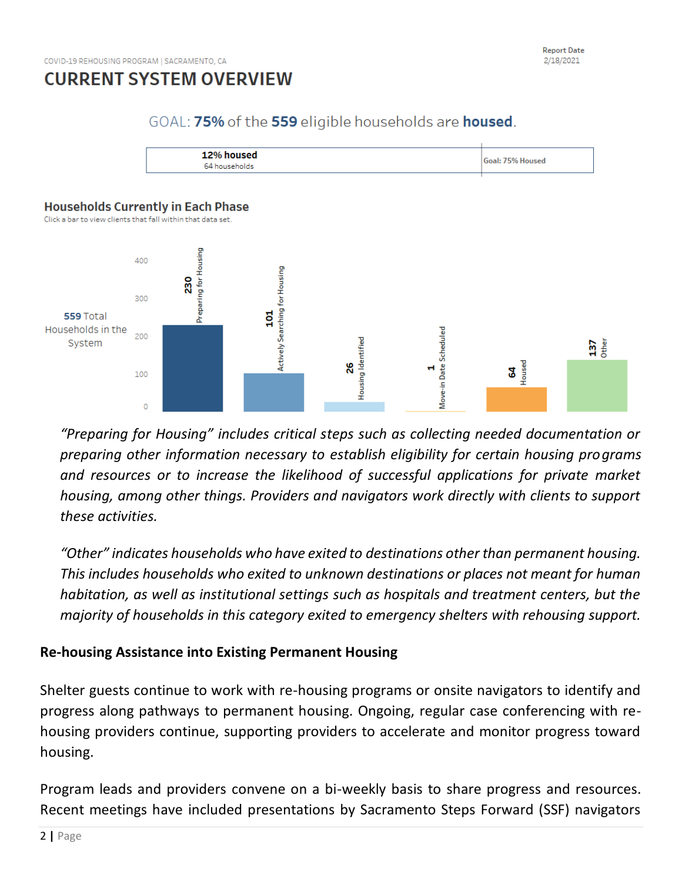COVID-19 REHOUSING PROGRAM | SACRAMENTO, CA

Report Date
2/18/2021

# CURRENT SYSTEM OVERVIEW

GOAL: **75%** of the **559** eligible households are **housed**.

**12% housed**
64 households

**Goal: 75% Housed**

## Households Currently in Each Phase

Click a bar to view clients that fall within that data set.

**559** Total Households in the System

| Phase | Households |
|---|---|
| Preparing for Housing | 230 |
| Actively Searching for Housing | 101 |
| Housing Identified | 26 |
| Move-in Date Scheduled | 1 |
| Housed | 64 |
| Other | 137 |

*"Preparing for Housing" includes critical steps such as collecting needed documentation or preparing other information necessary to establish eligibility for certain housing programs and resources or to increase the likelihood of successful applications for private market housing, among other things. Providers and navigators work directly with clients to support these activities.*

*"Other" indicates households who have exited to destinations other than permanent housing. This includes households who exited to unknown destinations or places not meant for human habitation, as well as institutional settings such as hospitals and treatment centers, but the majority of households in this category exited to emergency shelters with rehousing support.*

### Re-housing Assistance into Existing Permanent Housing

Shelter guests continue to work with re-housing programs or onsite navigators to identify and progress along pathways to permanent housing. Ongoing, regular case conferencing with re-housing providers continue, supporting providers to accelerate and monitor progress toward housing.

Program leads and providers convene on a bi-weekly basis to share progress and resources. Recent meetings have included presentations by Sacramento Steps Forward (SSF) navigators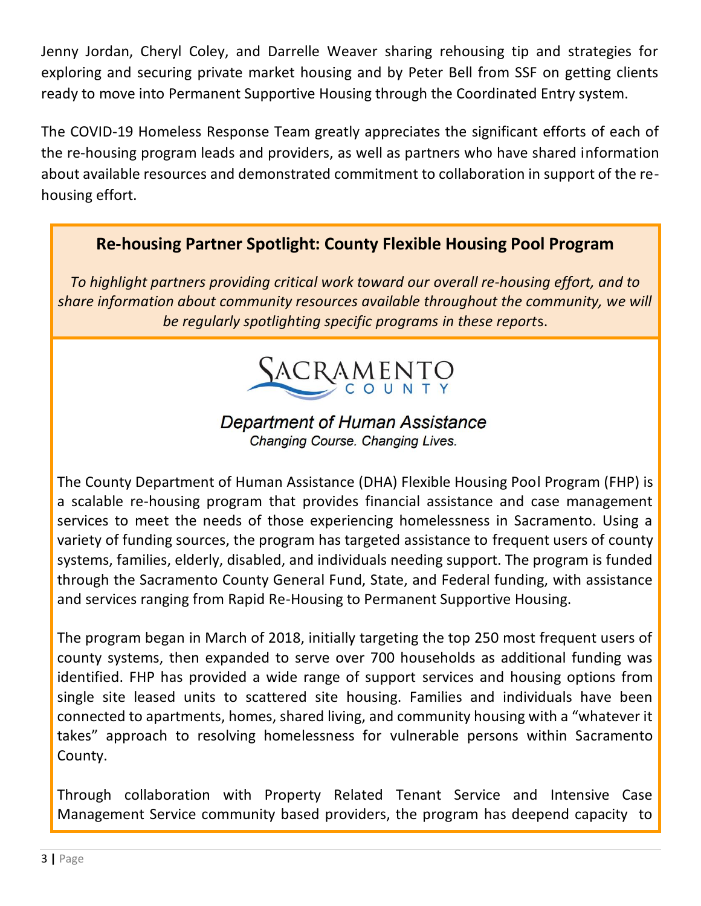Jenny Jordan, Cheryl Coley, and Darrelle Weaver sharing rehousing tip and strategies for exploring and securing private market housing and by Peter Bell from SSF on getting clients ready to move into Permanent Supportive Housing through the Coordinated Entry system.

The COVID-19 Homeless Response Team greatly appreciates the significant efforts of each of the re-housing program leads and providers, as well as partners who have shared information about available resources and demonstrated commitment to collaboration in support of the re-housing effort.

## Re-housing Partner Spotlight: County Flexible Housing Pool Program

*To highlight partners providing critical work toward our overall re-housing effort, and to share information about community resources available throughout the community, we will be regularly spotlighting specific programs in these reports.*

SACRAMENTO COUNTY

*Department of Human Assistance*
*Changing Course. Changing Lives.*

The County Department of Human Assistance (DHA) Flexible Housing Pool Program (FHP) is a scalable re-housing program that provides financial assistance and case management services to meet the needs of those experiencing homelessness in Sacramento. Using a variety of funding sources, the program has targeted assistance to frequent users of county systems, families, elderly, disabled, and individuals needing support. The program is funded through the Sacramento County General Fund, State, and Federal funding, with assistance and services ranging from Rapid Re-Housing to Permanent Supportive Housing.

The program began in March of 2018, initially targeting the top 250 most frequent users of county systems, then expanded to serve over 700 households as additional funding was identified. FHP has provided a wide range of support services and housing options from single site leased units to scattered site housing. Families and individuals have been connected to apartments, homes, shared living, and community housing with a "whatever it takes" approach to resolving homelessness for vulnerable persons within Sacramento County.

Through collaboration with Property Related Tenant Service and Intensive Case Management Service community based providers, the program has deepend capacity to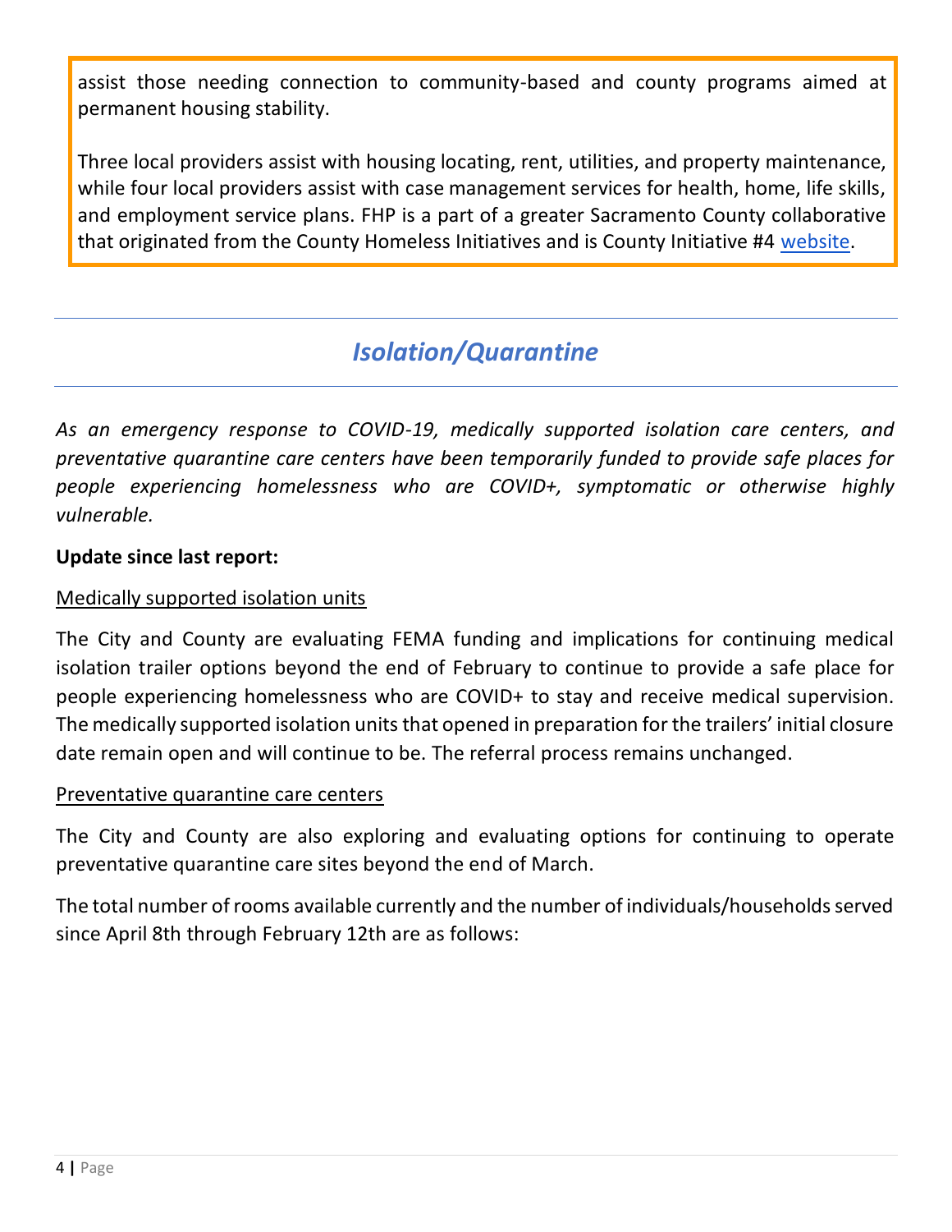assist those needing connection to community-based and county programs aimed at permanent housing stability.

Three local providers assist with housing locating, rent, utilities, and property maintenance, while four local providers assist with case management services for health, home, life skills, and employment service plans. FHP is a part of a greater Sacramento County collaborative that originated from the County Homeless Initiatives and is County Initiative #4 website.

## *Isolation/Quarantine*

*As an emergency response to COVID-19, medically supported isolation care centers, and preventative quarantine care centers have been temporarily funded to provide safe places for people experiencing homelessness who are COVID+, symptomatic or otherwise highly vulnerable.*

**Update since last report:**

Medically supported isolation units

The City and County are evaluating FEMA funding and implications for continuing medical isolation trailer options beyond the end of February to continue to provide a safe place for people experiencing homelessness who are COVID+ to stay and receive medical supervision. The medically supported isolation units that opened in preparation for the trailers' initial closure date remain open and will continue to be. The referral process remains unchanged.

Preventative quarantine care centers

The City and County are also exploring and evaluating options for continuing to operate preventative quarantine care sites beyond the end of March.

The total number of rooms available currently and the number of individuals/households served since April 8th through February 12th are as follows: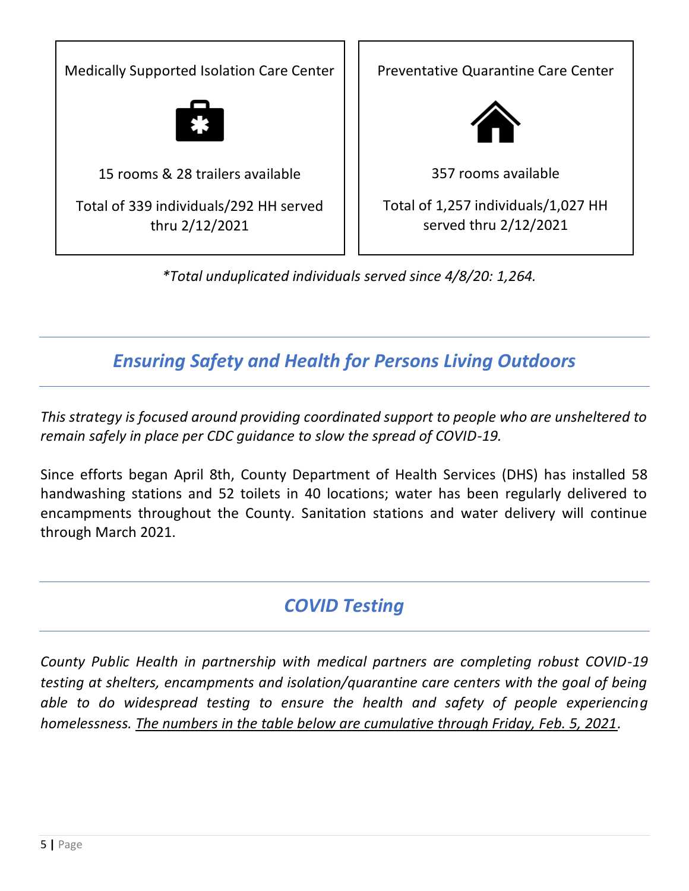| Medically Supported Isolation Care Center | Preventative Quarantine Care Center |
| --- | --- |
| 15 rooms & 28 trailers available | 357 rooms available |
| Total of 339 individuals/292 HH served thru 2/12/2021 | Total of 1,257 individuals/1,027 HH served thru 2/12/2021 |

*\*Total unduplicated individuals served since 4/8/20: 1,264.*

## *Ensuring Safety and Health for Persons Living Outdoors*

*This strategy is focused around providing coordinated support to people who are unsheltered to remain safely in place per CDC guidance to slow the spread of COVID-19.*

Since efforts began April 8th, County Department of Health Services (DHS) has installed 58 handwashing stations and 52 toilets in 40 locations; water has been regularly delivered to encampments throughout the County. Sanitation stations and water delivery will continue through March 2021.

## *COVID Testing*

*County Public Health in partnership with medical partners are completing robust COVID-19 testing at shelters, encampments and isolation/quarantine care centers with the goal of being able to do widespread testing to ensure the health and safety of people experiencing homelessness. <u>The numbers in the table below are cumulative through Friday, Feb. 5, 2021</u>.*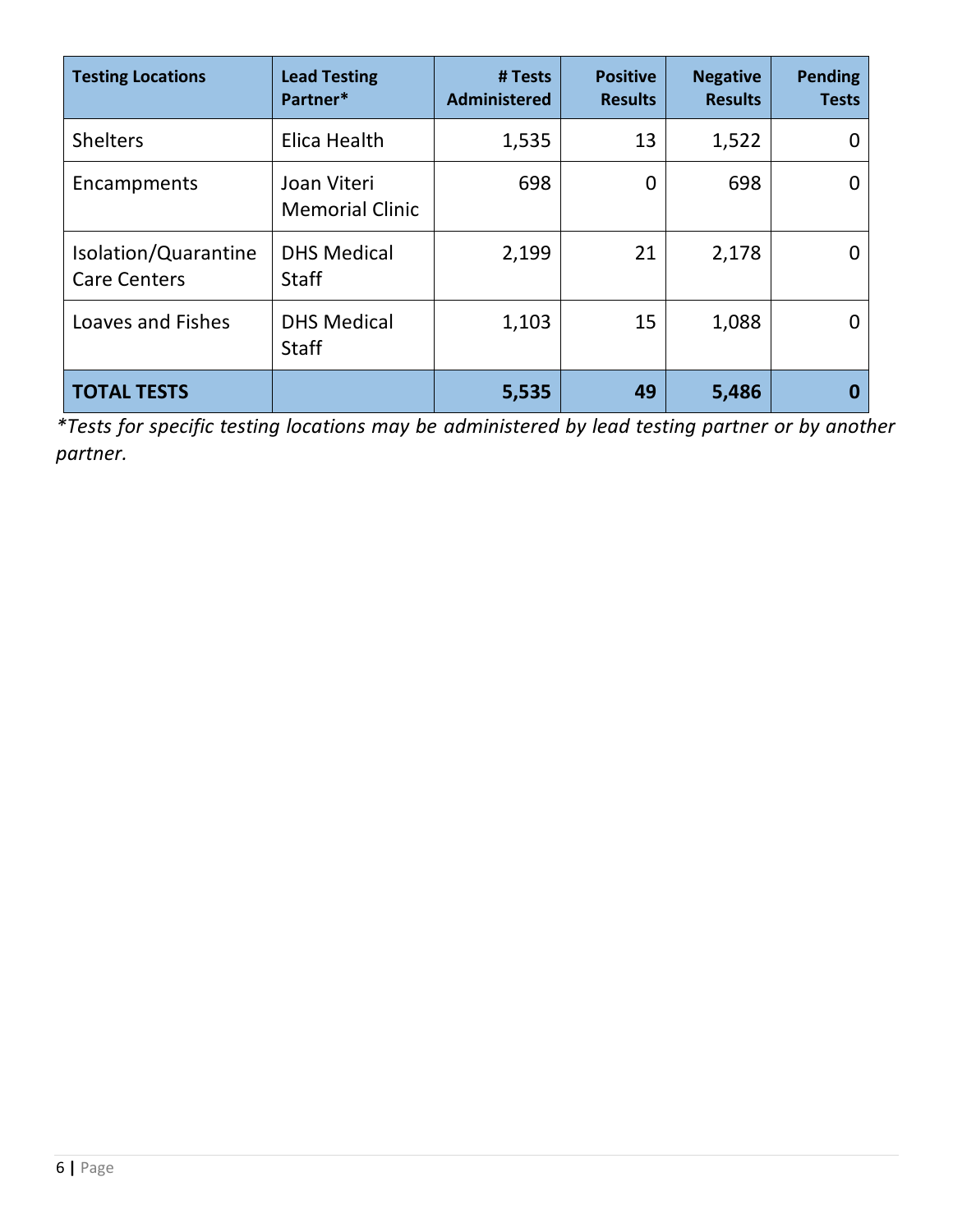| **Testing Locations** | **Lead Testing Partner*** | **# Tests Administered** | **Positive Results** | **Negative Results** | **Pending Tests** |
|---|---|---|---|---|---|
| Shelters | Elica Health | 1,535 | 13 | 1,522 | 0 |
| Encampments | Joan Viteri Memorial Clinic | 698 | 0 | 698 | 0 |
| Isolation/Quarantine Care Centers | DHS Medical Staff | 2,199 | 21 | 2,178 | 0 |
| Loaves and Fishes | DHS Medical Staff | 1,103 | 15 | 1,088 | 0 |
| **TOTAL TESTS** | | **5,535** | **49** | **5,486** | **0** |

*\*Tests for specific testing locations may be administered by lead testing partner or by another partner.*